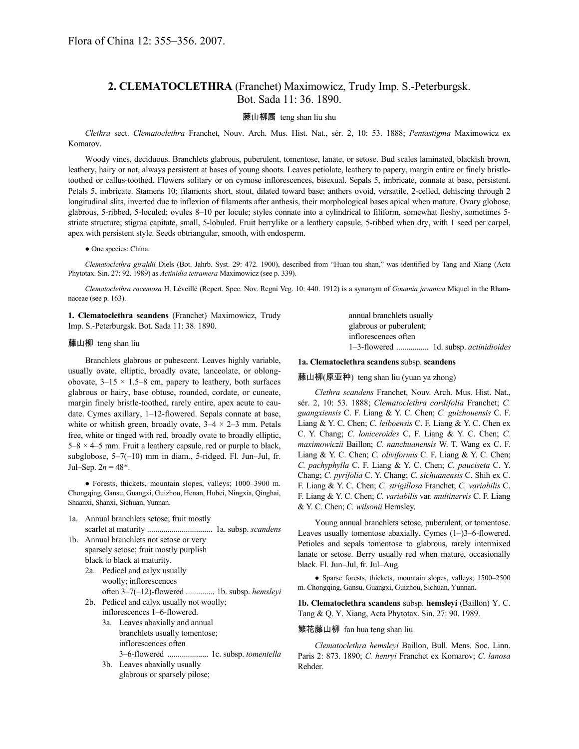Flora of China 12: 355–356. 2007.

## 2. CLEMATOCLETHRA (Franchet) Maximowicz, Trudy Imp. S.-Peterburgsk. Bot. Sada 11: 36. 1890.

藤山柳属 teng shan liu shu

*Clethra* sect. *Clematoclethra* Franchet, Nouv. Arch. Mus. Hist. Nat., sér. 2, 10: 53. 1888; *Pentastigma* Maximowicz ex Komarov.

Woody vines, deciduous. Branchlets glabrous, puberulent, tomentose, lanate, or setose. Bud scales laminated, blackish brown, leathery, hairy or not, always persistent at bases of young shoots. Leaves petiolate, leathery to papery, margin entire or finely bristle-toothed or callus-toothed. Flowers solitary or on cymose inflorescences, bisexual. Sepals 5, imbricate, connate at base, persistent. Petals 5, imbricate. Stamens 10; filaments short, stout, dilated toward base; anthers ovoid, versatile, 2-celled, dehiscing through 2 longitudinal slits, inverted due to inflexion of filaments after anthesis, their morphological bases apical when mature. Ovary globose, glabrous, 5-ribbed, 5-loculed; ovules 8–10 per locule; styles connate into a cylindrical to filiform, somewhat fleshy, sometimes 5-striate structure; stigma capitate, small, 5-lobuled. Fruit berrylike or a leathery capsule, 5-ribbed when dry, with 1 seed per carpel, apex with persistent style. Seeds obtriangular, smooth, with endosperm.

● One species: China.

*Clematoclethra giraldii* Diels (Bot. Jahrb. Syst. 29: 472. 1900), described from "Huan tou shan," was identified by Tang and Xiang (Acta Phytotax. Sin. 27: 92. 1989) as *Actinidia tetramera* Maximowicz (see p. 339).

*Clematoclethra racemosa* H. Léveillé (Repert. Spec. Nov. Regni Veg. 10: 440. 1912) is a synonym of *Gouania javanica* Miquel in the Rhamnaceae (see p. 163).

**1. Clematoclethra scandens** (Franchet) Maximowicz, Trudy Imp. S.-Peterburgsk. Bot. Sada 11: 38. 1890.

藤山柳 teng shan liu

Branchlets glabrous or pubescent. Leaves highly variable, usually ovate, elliptic, broadly ovate, lanceolate, or oblong-obovate, 3–15 × 1.5–8 cm, papery to leathery, both surfaces glabrous or hairy, base obtuse, rounded, cordate, or cuneate, margin finely bristle-toothed, rarely entire, apex acute to caudate. Cymes axillary, 1–12-flowered. Sepals connate at base, white or whitish green, broadly ovate, 3–4 × 2–3 mm. Petals free, white or tinged with red, broadly ovate to broadly elliptic, 5–8 × 4–5 mm. Fruit a leathery capsule, red or purple to black, subglobose, 5–7(–10) mm in diam., 5-ridged. Fl. Jun–Jul, fr. Jul–Sep. $2n = 48$*.

● Forests, thickets, mountain slopes, valleys; 1000–3900 m. Chongqing, Gansu, Guangxi, Guizhou, Henan, Hubei, Ningxia, Qinghai, Shaanxi, Shanxi, Sichuan, Yunnan.

1a. Annual branchlets setose; fruit mostly scarlet at maturity ................................ 1a. subsp. *scandens*
1b. Annual branchlets not setose or very sparsely setose; fruit mostly purplish black to black at maturity.
  2a. Pedicel and calyx usually woolly; inflorescences often 3–7(–12)-flowered .............. 1b. subsp. *hemsleyi*
  2b. Pedicel and calyx usually not woolly; inflorescences 1–6-flowered.
    3a. Leaves abaxially and annual branchlets usually tomentose; inflorescences often 3–6-flowered .................... 1c. subsp. *tomentella*
    3b. Leaves abaxially usually glabrous or sparsely pilose; annual branchlets usually glabrous or puberulent; inflorescences often 1–3-flowered ................ 1d. subsp. *actinidioides*

**1a. Clematoclethra scandens** subsp. **scandens**

藤山柳(原亚种) teng shan liu (yuan ya zhong)

*Clethra scandens* Franchet, Nouv. Arch. Mus. Hist. Nat., sér. 2, 10: 53. 1888; *Clematoclethra cordifolia* Franchet; *C. guangxiensis* C. F. Liang & Y. C. Chen; *C. guizhouensis* C. F. Liang & Y. C. Chen; *C. leiboensis* C. F. Liang & Y. C. Chen ex C. Y. Chang; *C. loniceroides* C. F. Liang & Y. C. Chen; *C. maximowiczii* Baillon; *C. nanchuanensis* W. T. Wang ex C. F. Liang & Y. C. Chen; *C. oliviformis* C. F. Liang & Y. C. Chen; *C. pachyphylla* C. F. Liang & Y. C. Chen; *C. pauciseta* C. Y. Chang; *C. pyrifolia* C. Y. Chang; *C. sichuanensis* C. Shih ex C. F. Liang & Y. C. Chen; *C. strigillosa* Franchet; *C. variabilis* C. F. Liang & Y. C. Chen; *C. variabilis* var. *multinervis* C. F. Liang & Y. C. Chen; *C. wilsonii* Hemsley.

Young annual branchlets setose, puberulent, or tomentose. Leaves usually tomentose abaxially. Cymes (1–)3–6-flowered. Petioles and sepals tomentose to glabrous, rarely intermixed lanate or setose. Berry usually red when mature, occasionally black. Fl. Jun–Jul, fr. Jul–Aug.

● Sparse forests, thickets, mountain slopes, valleys; 1500–2500 m. Chongqing, Gansu, Guangxi, Guizhou, Sichuan, Yunnan.

**1b. Clematoclethra scandens** subsp. **hemsleyi** (Baillon) Y. C. Tang & Q. Y. Xiang, Acta Phytotax. Sin. 27: 90. 1989.

繁花藤山柳 fan hua teng shan liu

*Clematoclethra hemsleyi* Baillon, Bull. Mens. Soc. Linn. Paris 2: 873. 1890; *C. henryi* Franchet ex Komarov; *C. lanosa* Rehder.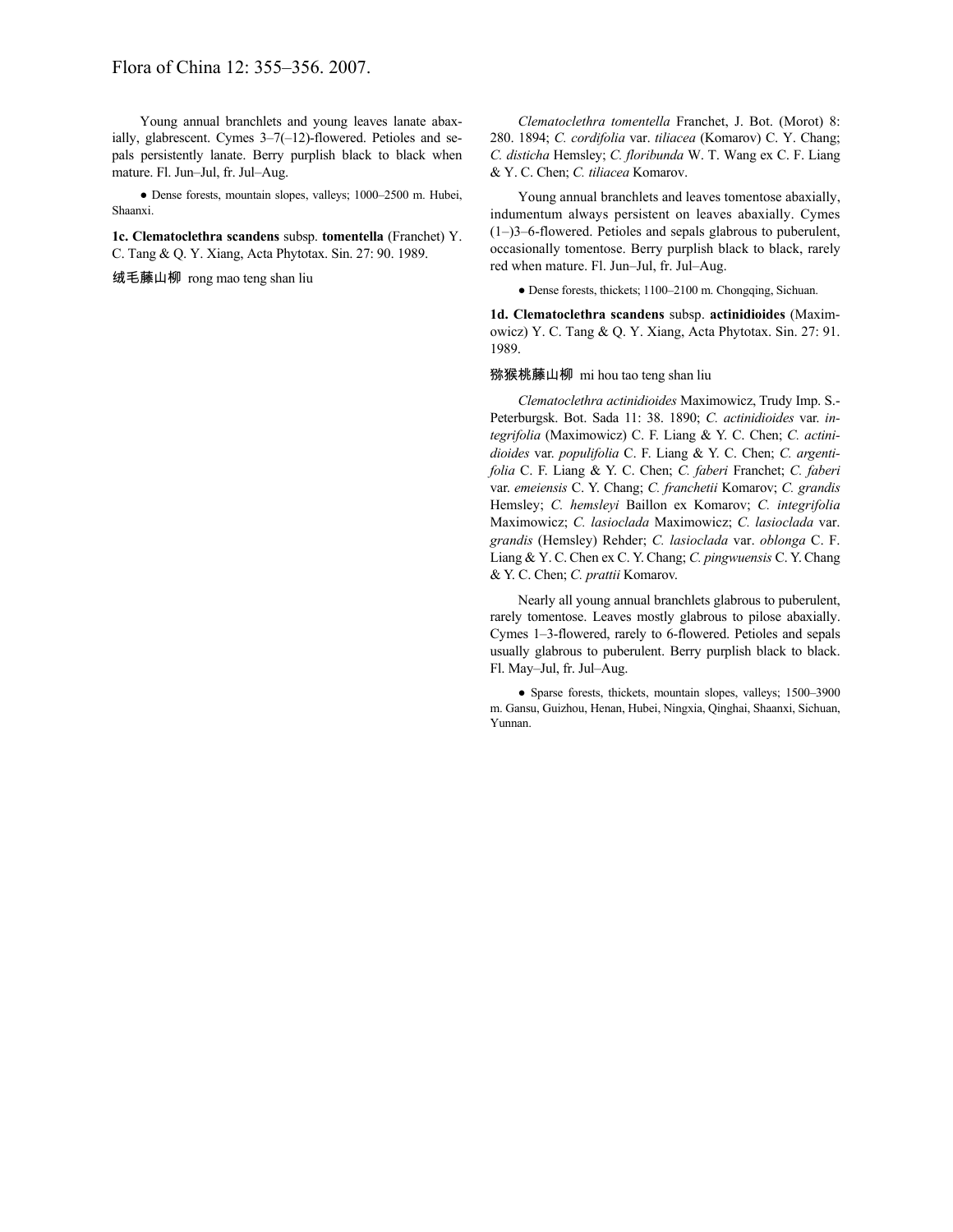Young annual branchlets and young leaves lanate abaxially, glabrescent. Cymes 3–7(–12)-flowered. Petioles and sepals persistently lanate. Berry purplish black to black when mature. Fl. Jun–Jul, fr. Jul–Aug.

● Dense forests, mountain slopes, valleys; 1000–2500 m. Hubei, Shaanxi.

**1c. Clematoclethra scandens** subsp. **tomentella** (Franchet) Y. C. Tang & Q. Y. Xiang, Acta Phytotax. Sin. 27: 90. 1989.

绒毛藤山柳 rong mao teng shan liu

*Clematoclethra tomentella* Franchet, J. Bot. (Morot) 8: 280. 1894; *C. cordifolia* var. *tiliacea* (Komarov) C. Y. Chang; *C. disticha* Hemsley; *C. floribunda* W. T. Wang ex C. F. Liang & Y. C. Chen; *C. tiliacea* Komarov.

Young annual branchlets and leaves tomentose abaxially, indumentum always persistent on leaves abaxially. Cymes (1–)3–6-flowered. Petioles and sepals glabrous to puberulent, occasionally tomentose. Berry purplish black to black, rarely red when mature. Fl. Jun–Jul, fr. Jul–Aug.

● Dense forests, thickets; 1100–2100 m. Chongqing, Sichuan.

**1d. Clematoclethra scandens** subsp. **actinidioides** (Maximowicz) Y. C. Tang & Q. Y. Xiang, Acta Phytotax. Sin. 27: 91. 1989.

猕猴桃藤山柳 mi hou tao teng shan liu

*Clematoclethra actinidioides* Maximowicz, Trudy Imp. S.-Peterburgsk. Bot. Sada 11: 38. 1890; *C. actinidioides* var. *integrifolia* (Maximowicz) C. F. Liang & Y. C. Chen; *C. actinidioides* var. *populifolia* C. F. Liang & Y. C. Chen; *C. argentifolia* C. F. Liang & Y. C. Chen; *C. faberi* Franchet; *C. faberi* var. *emeiensis* C. Y. Chang; *C. franchetii* Komarov; *C. grandis* Hemsley; *C. hemsleyi* Baillon ex Komarov; *C. integrifolia* Maximowicz; *C. lasioclada* Maximowicz; *C. lasioclada* var. *grandis* (Hemsley) Rehder; *C. lasioclada* var. *oblonga* C. F. Liang & Y. C. Chen ex C. Y. Chang; *C. pingwuensis* C. Y. Chang & Y. C. Chen; *C. prattii* Komarov.

Nearly all young annual branchlets glabrous to puberulent, rarely tomentose. Leaves mostly glabrous to pilose abaxially. Cymes 1–3-flowered, rarely to 6-flowered. Petioles and sepals usually glabrous to puberulent. Berry purplish black to black. Fl. May–Jul, fr. Jul–Aug.

● Sparse forests, thickets, mountain slopes, valleys; 1500–3900 m. Gansu, Guizhou, Henan, Hubei, Ningxia, Qinghai, Shaanxi, Sichuan, Yunnan.